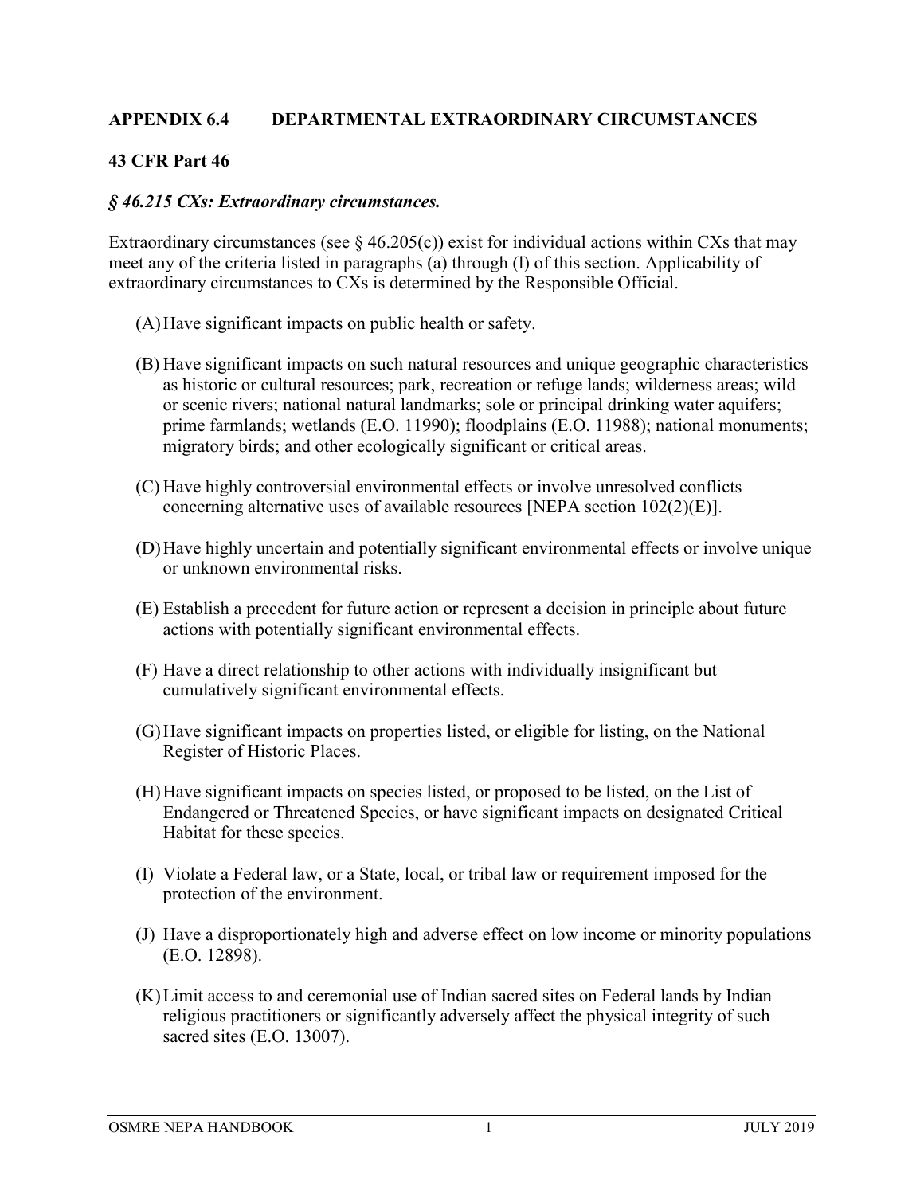## APPENDIX 6.4 DEPARTMENTAL EXTRAORDINARY CIRCUMSTANCES

### 43 CFR Part 46

### *§ 46.215 CXs: Extraordinary circumstances.*

Extraordinary circumstances (see § 46.205(c)) exist for individual actions within CXs that may meet any of the criteria listed in paragraphs (a) through (l) of this section. Applicability of extraordinary circumstances to CXs is determined by the Responsible Official.

(A) Have significant impacts on public health or safety.

(B) Have significant impacts on such natural resources and unique geographic characteristics as historic or cultural resources; park, recreation or refuge lands; wilderness areas; wild or scenic rivers; national natural landmarks; sole or principal drinking water aquifers; prime farmlands; wetlands (E.O. 11990); floodplains (E.O. 11988); national monuments; migratory birds; and other ecologically significant or critical areas.

(C) Have highly controversial environmental effects or involve unresolved conflicts concerning alternative uses of available resources [NEPA section 102(2)(E)].

(D) Have highly uncertain and potentially significant environmental effects or involve unique or unknown environmental risks.

(E) Establish a precedent for future action or represent a decision in principle about future actions with potentially significant environmental effects.

(F) Have a direct relationship to other actions with individually insignificant but cumulatively significant environmental effects.

(G) Have significant impacts on properties listed, or eligible for listing, on the National Register of Historic Places.

(H) Have significant impacts on species listed, or proposed to be listed, on the List of Endangered or Threatened Species, or have significant impacts on designated Critical Habitat for these species.

(I) Violate a Federal law, or a State, local, or tribal law or requirement imposed for the protection of the environment.

(J) Have a disproportionately high and adverse effect on low income or minority populations (E.O. 12898).

(K) Limit access to and ceremonial use of Indian sacred sites on Federal lands by Indian religious practitioners or significantly adversely affect the physical integrity of such sacred sites (E.O. 13007).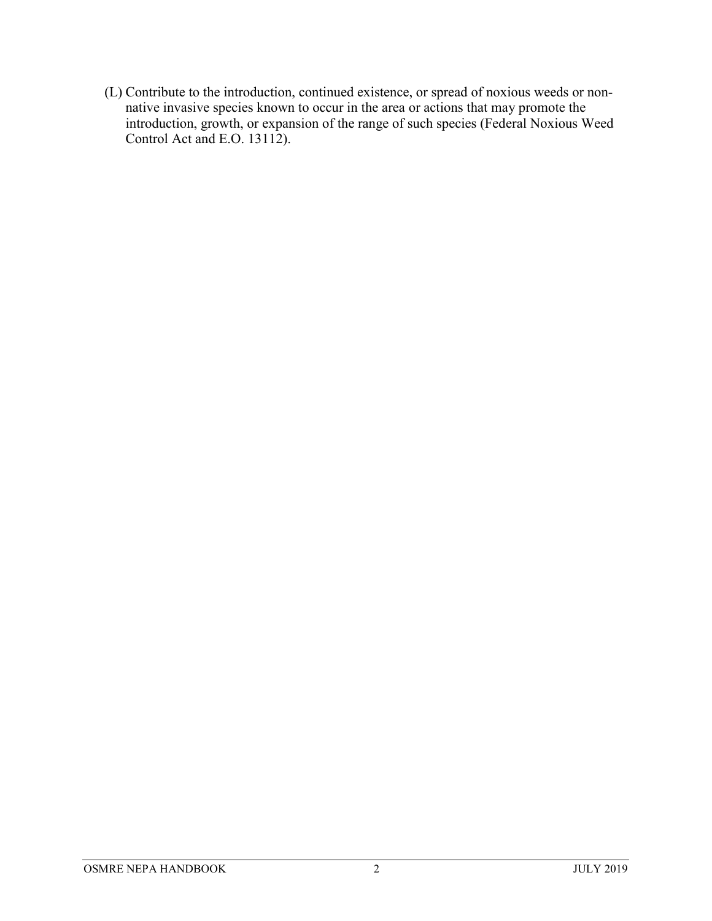(L) Contribute to the introduction, continued existence, or spread of noxious weeds or non-native invasive species known to occur in the area or actions that may promote the introduction, growth, or expansion of the range of such species (Federal Noxious Weed Control Act and E.O. 13112).